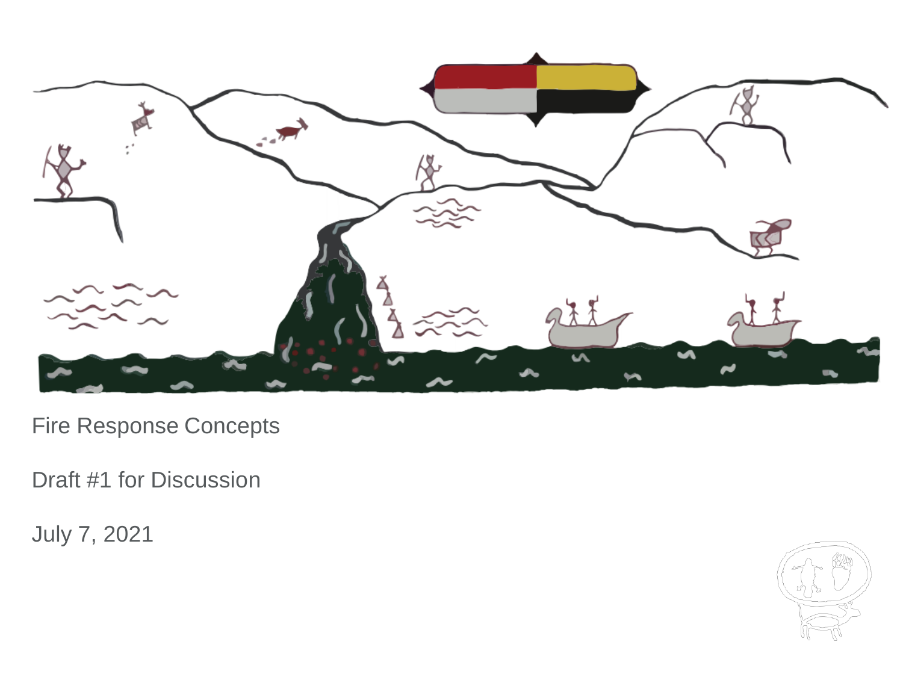Fire Response Concepts

Draft #1 for Discussion

July 7, 2021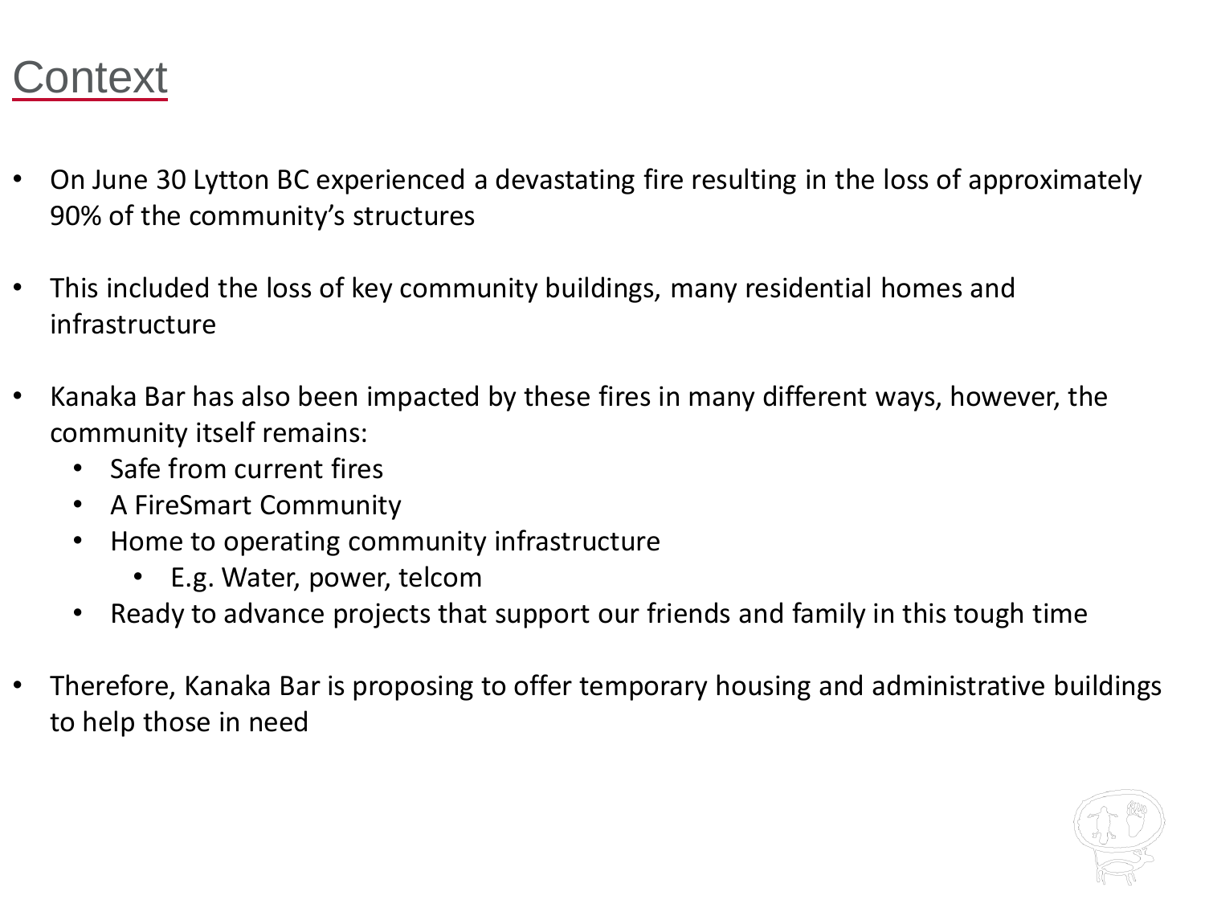# Context

- On June 30 Lytton BC experienced a devastating fire resulting in the loss of approximately 90% of the community's structures
- This included the loss of key community buildings, many residential homes and infrastructure
- Kanaka Bar has also been impacted by these fires in many different ways, however, the community itself remains:
  - Safe from current fires
  - A FireSmart Community
  - Home to operating community infrastructure
    - E.g. Water, power, telcom
  - Ready to advance projects that support our friends and family in this tough time
- Therefore, Kanaka Bar is proposing to offer temporary housing and administrative buildings to help those in need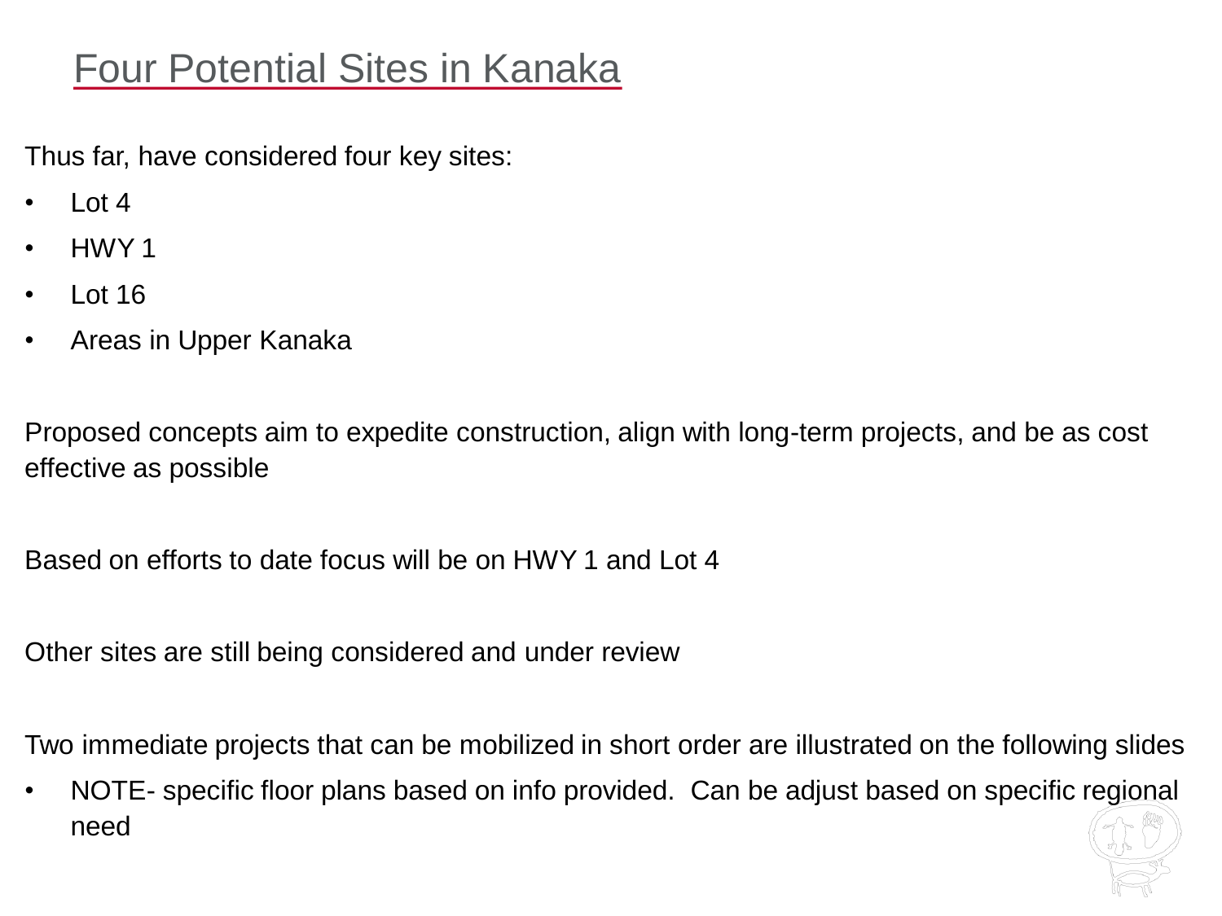# Four Potential Sites in Kanaka

Thus far, have considered four key sites:

- Lot 4
- HWY 1
- Lot 16
- Areas in Upper Kanaka

Proposed concepts aim to expedite construction, align with long-term projects, and be as cost effective as possible

Based on efforts to date focus will be on HWY 1 and Lot 4

Other sites are still being considered and under review

Two immediate projects that can be mobilized in short order are illustrated on the following slides

- NOTE- specific floor plans based on info provided. Can be adjust based on specific regional need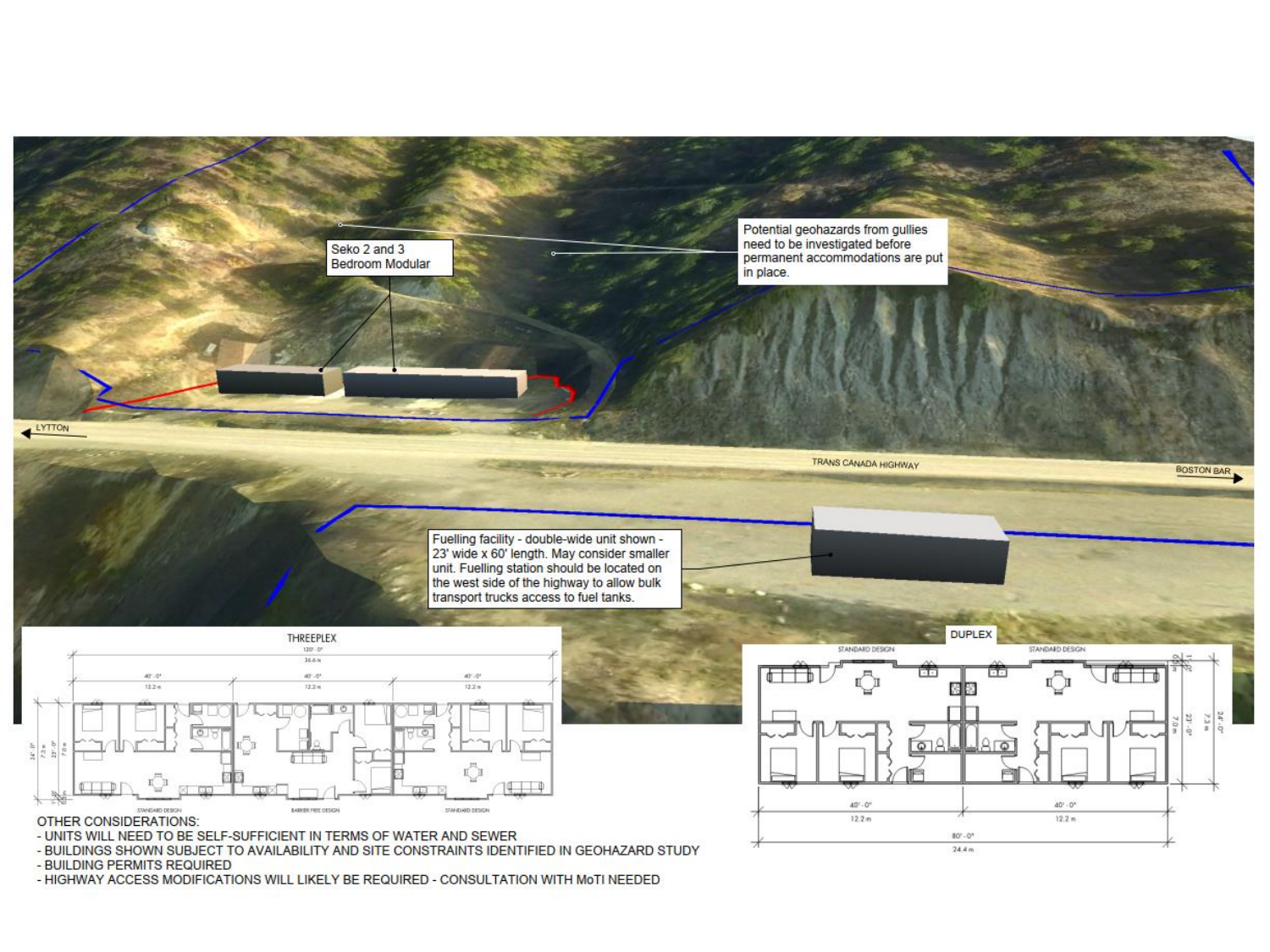Seko 2 and 3 Bedroom Modular

Potential geohazards from gullies need to be investigated before permanent accommodations are put in place.

LYTTON

TRANS CANADA HIGHWAY

BOSTON BAR

Fuelling facility - double-wide unit shown - 23' wide x 60' length. May consider smaller unit. Fuelling station should be located on the west side of the highway to allow bulk transport trucks access to fuel tanks.

THREEPLEX

DUPLEX

OTHER CONSIDERATIONS:

- UNITS WILL NEED TO BE SELF-SUFFICIENT IN TERMS OF WATER AND SEWER
- BUILDINGS SHOWN SUBJECT TO AVAILABILITY AND SITE CONSTRAINTS IDENTIFIED IN GEOHAZARD STUDY
- BUILDING PERMITS REQUIRED
- HIGHWAY ACCESS MODIFICATIONS WILL LIKELY BE REQUIRED - CONSULTATION WITH MoTI NEEDED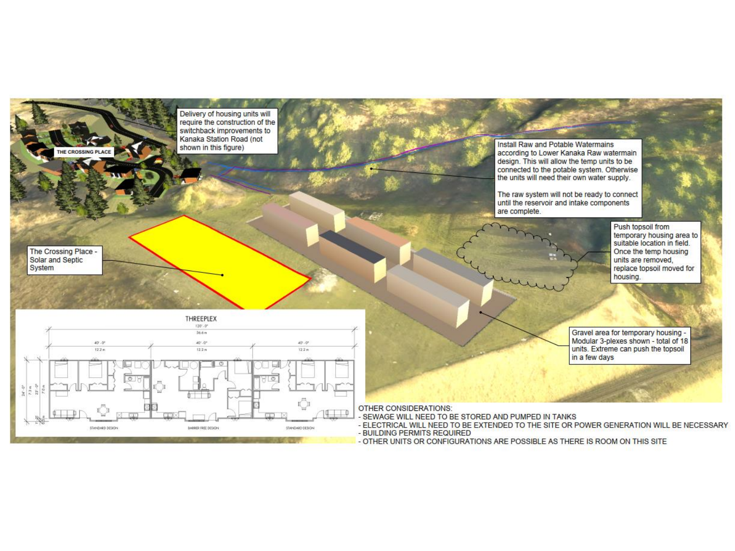Delivery of housing units will require the construction of the switchback improvements to Kanaka Station Road (not shown in this figure)

THE CROSSING PLACE

Install Raw and Potable Watermains according to Lower Kanaka Raw watermain design. This will allow the temp units to be connected to the potable system. Otherwise the units will need their own water supply.

The raw system will not be ready to connect until the reservoir and intake components are complete.

Push topsoil from temporary housing area to suitable location in field. Once the temp housing units are removed, replace topsoil moved for housing.

The Crossing Place - Solar and Septic System

Gravel area for temporary housing - Modular 3-plexes shown - total of 18 units. Extreme can push the topsoil in a few days

THREEPLEX

120'-0" / 36.6 m

40'-0" / 12.2 m — 40'-0" / 12.2 m — 40'-0" / 12.2 m

24'-0" / 7.3 m / 23'-0" / 7.0 m

STANDARD DESIGN — BARRIER FREE DESIGN — STANDARD DESIGN

OTHER CONSIDERATIONS:

- SEWAGE WILL NEED TO BE STORED AND PUMPED IN TANKS
- ELECTRICAL WILL NEED TO BE EXTENDED TO THE SITE OR POWER GENERATION WILL BE NECESSARY
- BUILDING PERMITS REQUIRED
- OTHER UNITS OR CONFIGURATIONS ARE POSSIBLE AS THERE IS ROOM ON THIS SITE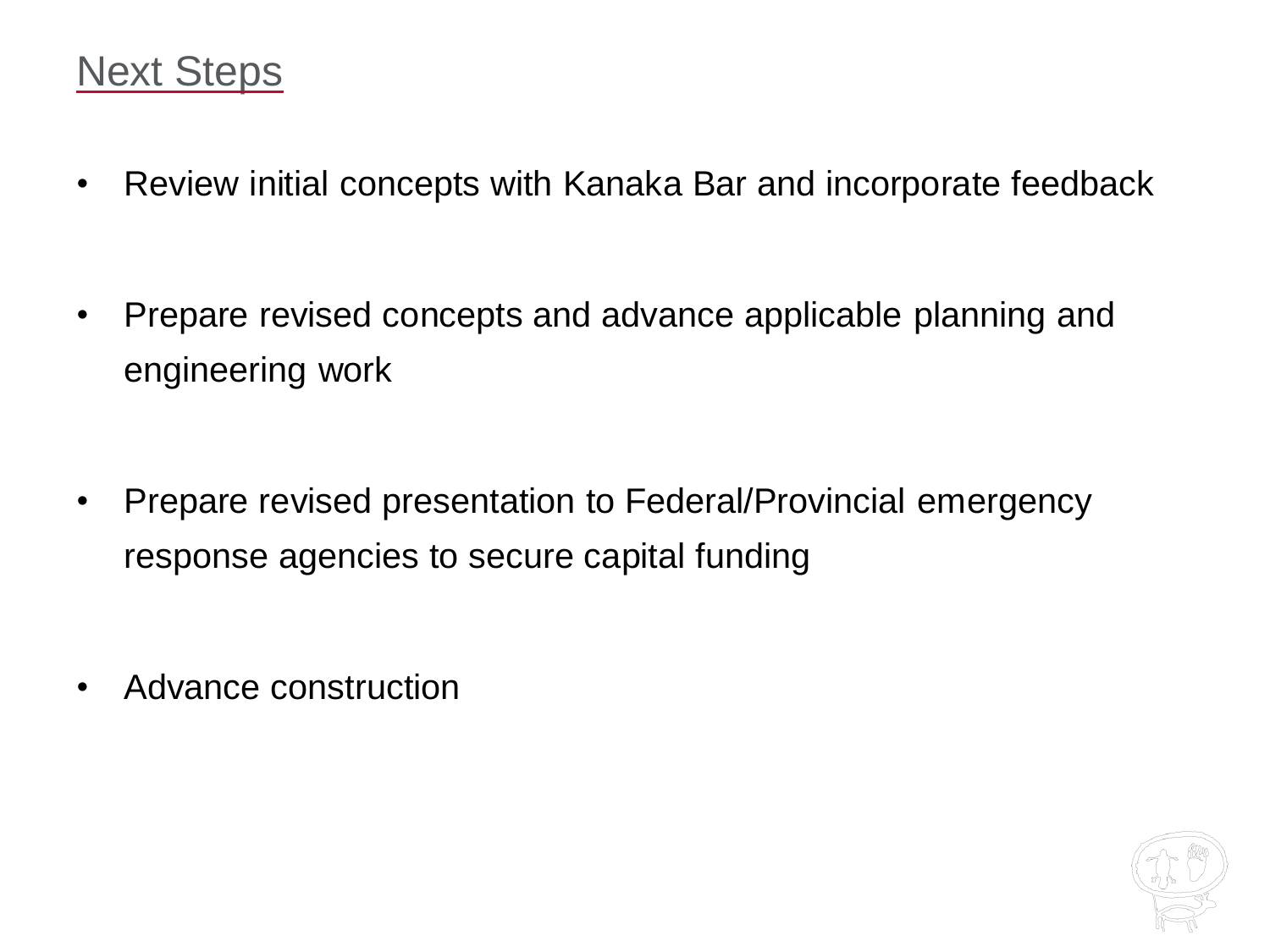# Next Steps

- Review initial concepts with Kanaka Bar and incorporate feedback
- Prepare revised concepts and advance applicable planning and engineering work
- Prepare revised presentation to Federal/Provincial emergency response agencies to secure capital funding
- Advance construction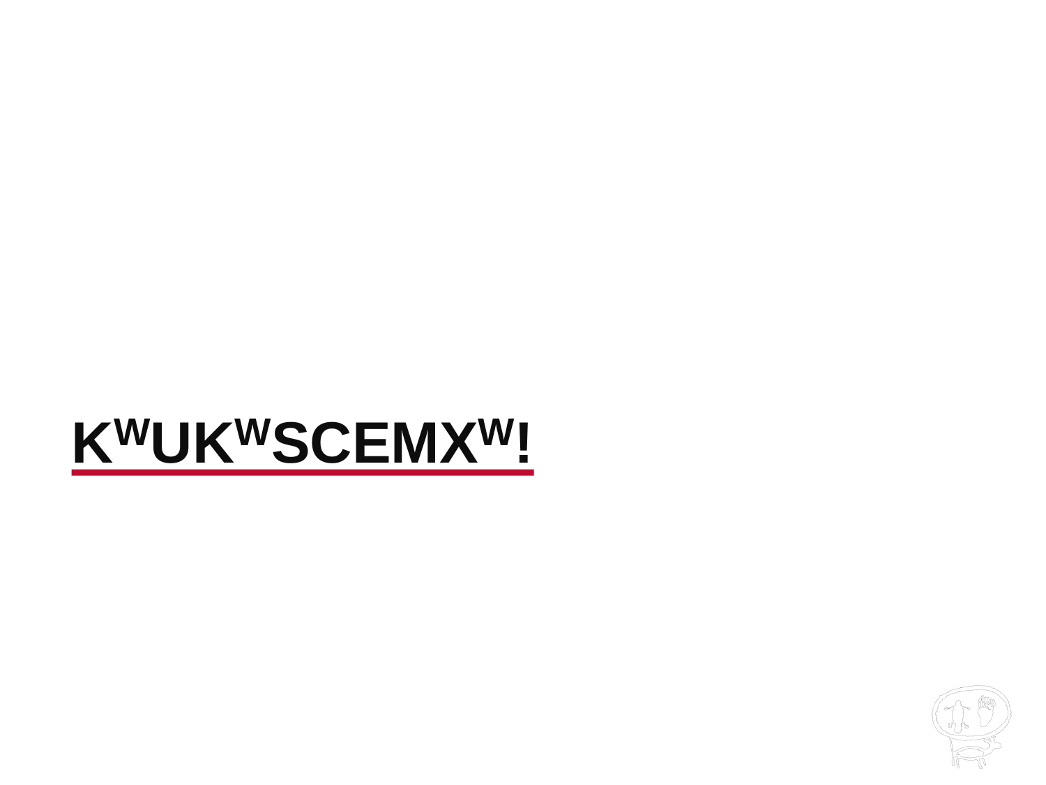# K$^{W}$UK$^{W}$SCEMX$^{W}$!